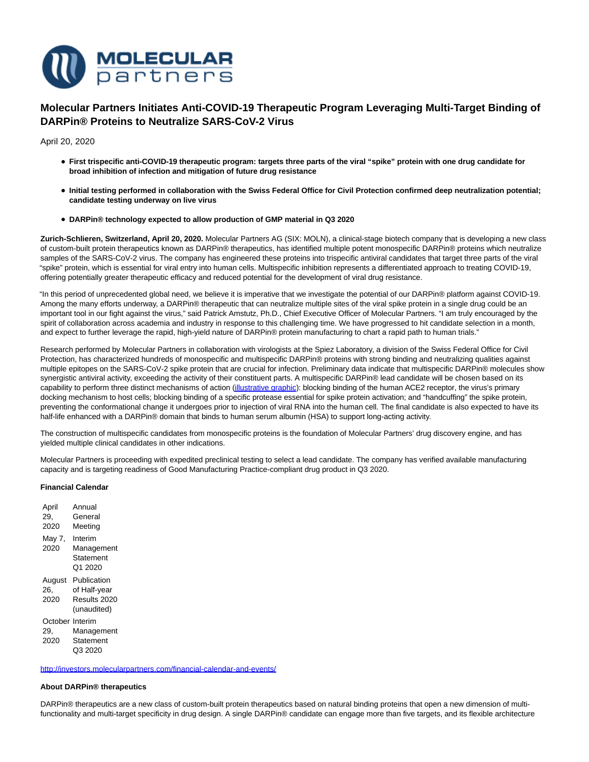# Molecular Partners Initiates Anti-COVID-19 Therapeutic Program Leveraging Multi-Target Binding of DARPin® Proteins to Neutralize SARS-CoV-2 Virus

April 20, 2020

- **First trispecific anti-COVID-19 therapeutic program: targets three parts of the viral "spike" protein with one drug candidate for broad inhibition of infection and mitigation of future drug resistance**
- **Initial testing performed in collaboration with the Swiss Federal Office for Civil Protection confirmed deep neutralization potential; candidate testing underway on live virus**
- **DARPin® technology expected to allow production of GMP material in Q3 2020**

**Zurich-Schlieren, Switzerland, April 20, 2020.** Molecular Partners AG (SIX: MOLN), a clinical-stage biotech company that is developing a new class of custom-built protein therapeutics known as DARPin® therapeutics, has identified multiple potent monospecific DARPin® proteins which neutralize samples of the SARS-CoV-2 virus. The company has engineered these proteins into trispecific antiviral candidates that target three parts of the viral "spike" protein, which is essential for viral entry into human cells. Multispecific inhibition represents a differentiated approach to treating COVID-19, offering potentially greater therapeutic efficacy and reduced potential for the development of viral drug resistance.

"In this period of unprecedented global need, we believe it is imperative that we investigate the potential of our DARPin® platform against COVID-19. Among the many efforts underway, a DARPin® therapeutic that can neutralize multiple sites of the viral spike protein in a single drug could be an important tool in our fight against the virus," said Patrick Amstutz, Ph.D., Chief Executive Officer of Molecular Partners. "I am truly encouraged by the spirit of collaboration across academia and industry in response to this challenging time. We have progressed to hit candidate selection in a month, and expect to further leverage the rapid, high-yield nature of DARPin® protein manufacturing to chart a rapid path to human trials."

Research performed by Molecular Partners in collaboration with virologists at the Spiez Laboratory, a division of the Swiss Federal Office for Civil Protection, has characterized hundreds of monospecific and multispecific DARPin® proteins with strong binding and neutralizing qualities against multiple epitopes on the SARS-CoV-2 spike protein that are crucial for infection. Preliminary data indicate that multispecific DARPin® molecules show synergistic antiviral activity, exceeding the activity of their constituent parts. A multispecific DARPin® lead candidate will be chosen based on its capability to perform three distinct mechanisms of action (illustrative graphic): blocking binding of the human ACE2 receptor, the virus's primary docking mechanism to host cells; blocking binding of a specific protease essential for spike protein activation; and "handcuffing" the spike protein, preventing the conformational change it undergoes prior to injection of viral RNA into the human cell. The final candidate is also expected to have its half-life enhanced with a DARPin® domain that binds to human serum albumin (HSA) to support long-acting activity.

The construction of multispecific candidates from monospecific proteins is the foundation of Molecular Partners' drug discovery engine, and has yielded multiple clinical candidates in other indications.

Molecular Partners is proceeding with expedited preclinical testing to select a lead candidate. The company has verified available manufacturing capacity and is targeting readiness of Good Manufacturing Practice-compliant drug product in Q3 2020.

**Financial Calendar**

| | |
|---|---|
| April 29, 2020 | Annual General Meeting |
| May 7, 2020 | Interim Management Statement Q1 2020 |
| August 26, 2020 | Publication of Half-year Results 2020 (unaudited) |
| October 29, 2020 | Interim Management Statement Q3 2020 |

http://investors.molecularpartners.com/financial-calendar-and-events/

**About DARPin® therapeutics**

DARPin® therapeutics are a new class of custom-built protein therapeutics based on natural binding proteins that open a new dimension of multi-functionality and multi-target specificity in drug design. A single DARPin® candidate can engage more than five targets, and its flexible architecture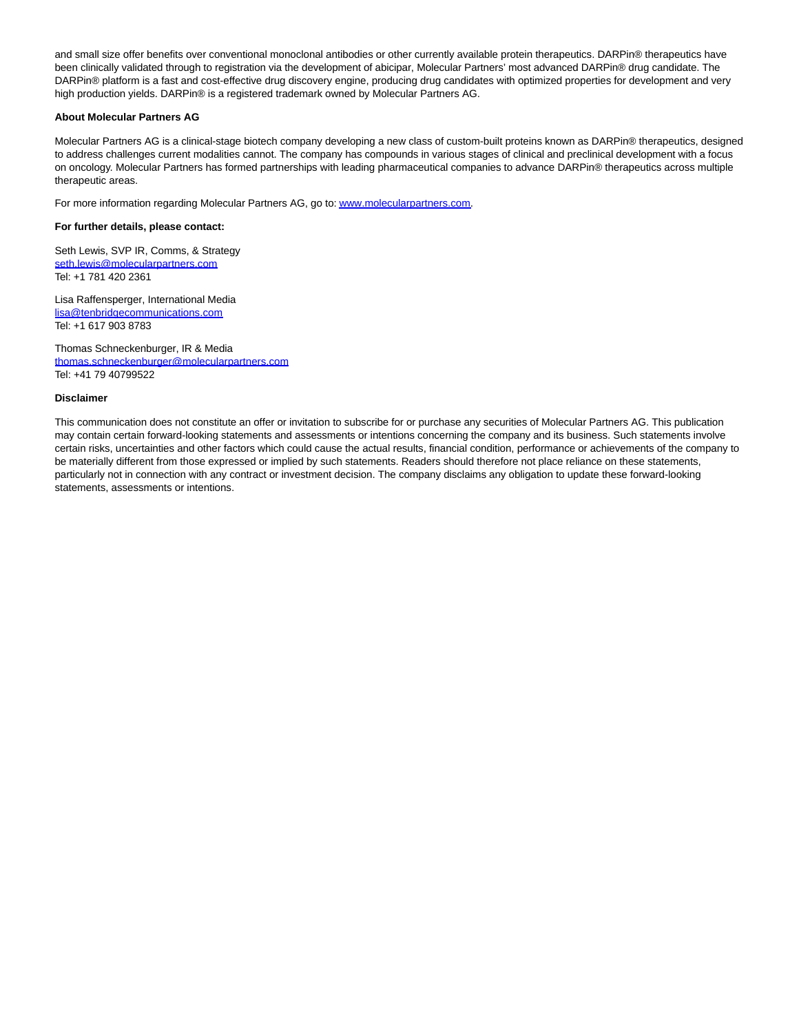and small size offer benefits over conventional monoclonal antibodies or other currently available protein therapeutics. DARPin® therapeutics have been clinically validated through to registration via the development of abicipar, Molecular Partners' most advanced DARPin® drug candidate. The DARPin® platform is a fast and cost-effective drug discovery engine, producing drug candidates with optimized properties for development and very high production yields. DARPin® is a registered trademark owned by Molecular Partners AG.

**About Molecular Partners AG**

Molecular Partners AG is a clinical-stage biotech company developing a new class of custom-built proteins known as DARPin® therapeutics, designed to address challenges current modalities cannot. The company has compounds in various stages of clinical and preclinical development with a focus on oncology. Molecular Partners has formed partnerships with leading pharmaceutical companies to advance DARPin® therapeutics across multiple therapeutic areas.

For more information regarding Molecular Partners AG, go to: [www.molecularpartners.com](http://www.molecularpartners.com).

**For further details, please contact:**

Seth Lewis, SVP IR, Comms, & Strategy
[seth.lewis@molecularpartners.com](mailto:seth.lewis@molecularpartners.com)
Tel: +1 781 420 2361

Lisa Raffensperger, International Media
[lisa@tenbridgecommunications.com](mailto:lisa@tenbridgecommunications.com)
Tel: +1 617 903 8783

Thomas Schneckenburger, IR & Media
[thomas.schneckenburger@molecularpartners.com](mailto:thomas.schneckenburger@molecularpartners.com)
Tel: +41 79 40799522

**Disclaimer**

This communication does not constitute an offer or invitation to subscribe for or purchase any securities of Molecular Partners AG. This publication may contain certain forward-looking statements and assessments or intentions concerning the company and its business. Such statements involve certain risks, uncertainties and other factors which could cause the actual results, financial condition, performance or achievements of the company to be materially different from those expressed or implied by such statements. Readers should therefore not place reliance on these statements, particularly not in connection with any contract or investment decision. The company disclaims any obligation to update these forward-looking statements, assessments or intentions.